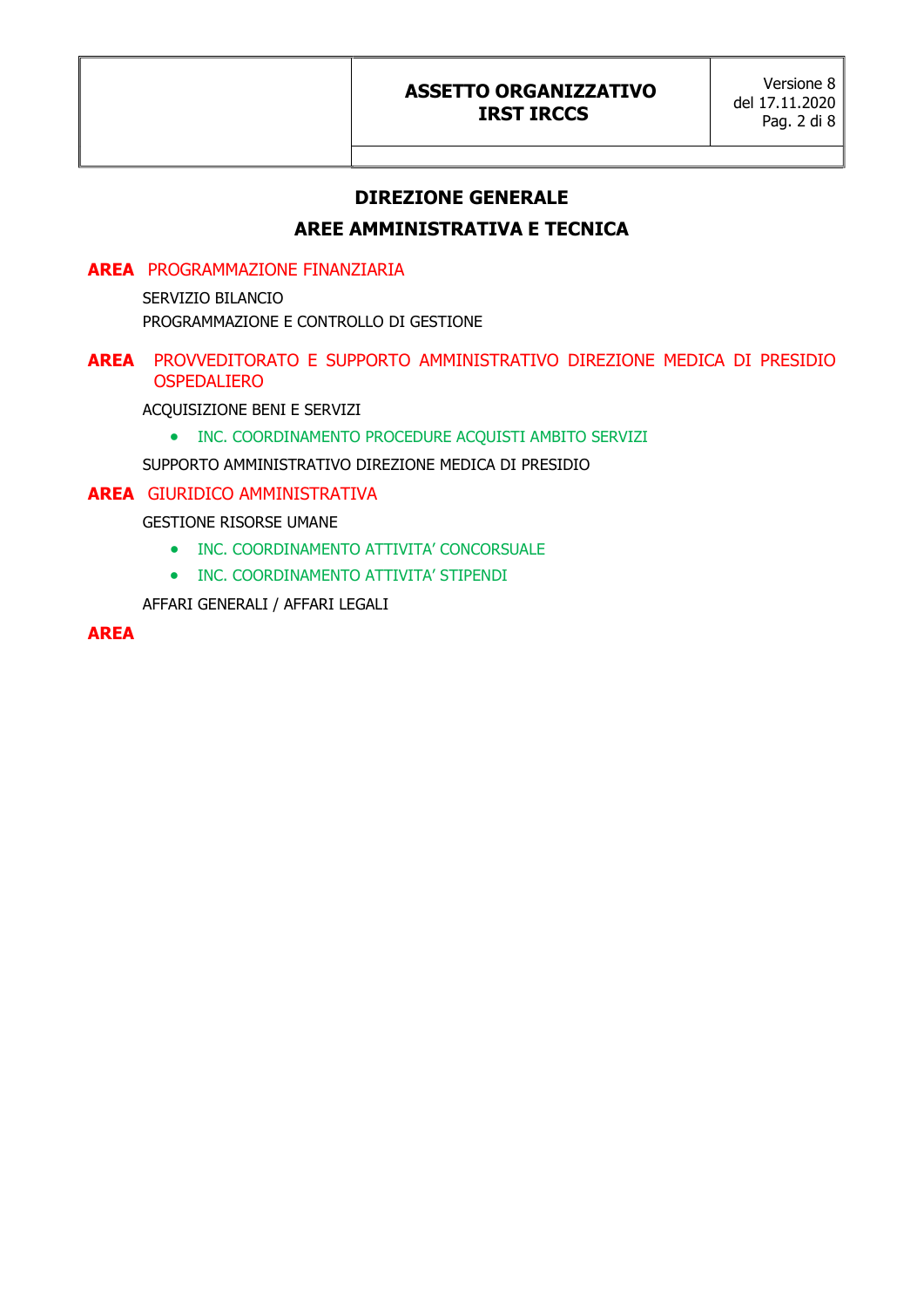## DIREZIONE GENERALE

## AREE AMMINISTRATIVA E TECNICA

**AREA** PROGRAMMAZIONE FINANZIARIA

SERVIZIO BILANCIO

PROGRAMMAZIONE E CONTROLLO DI GESTIONE

**AREA** PROVVEDITORATO E SUPPORTO AMMINISTRATIVO DIREZIONE MEDICA DI PRESIDIO OSPEDALIERO

ACQUISIZIONE BENI E SERVIZI

- INC. COORDINAMENTO PROCEDURE ACQUISTI AMBITO SERVIZI

SUPPORTO AMMINISTRATIVO DIREZIONE MEDICA DI PRESIDIO

**AREA** GIURIDICO AMMINISTRATIVA

GESTIONE RISORSE UMANE

- INC. COORDINAMENTO ATTIVITA' CONCORSUALE
- INC. COORDINAMENTO ATTIVITA' STIPENDI

AFFARI GENERALI / AFFARI LEGALI

**AREA**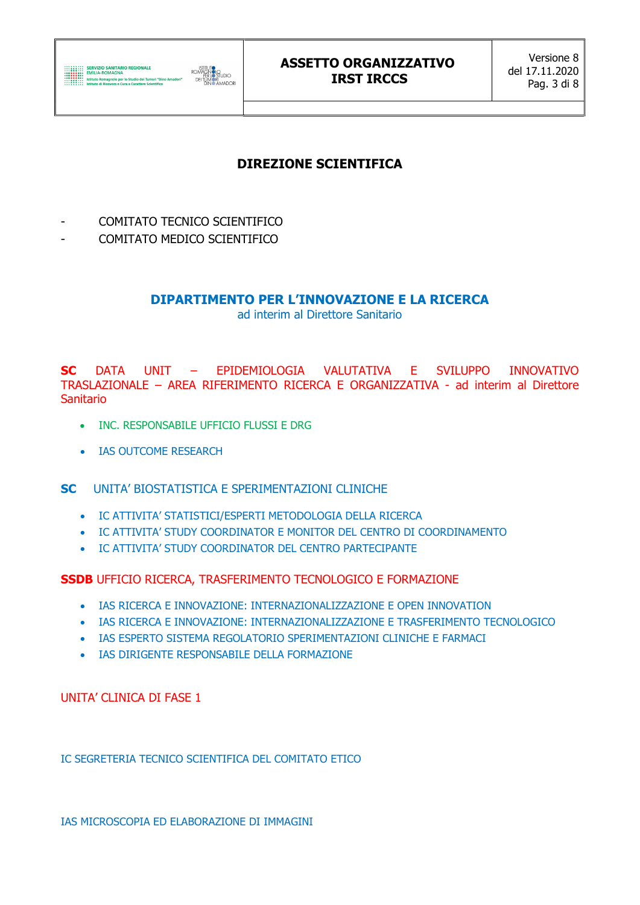## DIREZIONE SCIENTIFICA

- COMITATO TECNICO SCIENTIFICO
- COMITATO MEDICO SCIENTIFICO

## DIPARTIMENTO PER L'INNOVAZIONE E LA RICERCA

ad interim al Direttore Sanitario

**SC** DATA UNIT – EPIDEMIOLOGIA VALUTATIVA E SVILUPPO INNOVATIVO TRASLAZIONALE – AREA RIFERIMENTO RICERCA E ORGANIZZATIVA - ad interim al Direttore Sanitario

- INC. RESPONSABILE UFFICIO FLUSSI E DRG
- IAS OUTCOME RESEARCH

**SC** UNITA' BIOSTATISTICA E SPERIMENTAZIONI CLINICHE

- IC ATTIVITA' STATISTICI/ESPERTI METODOLOGIA DELLA RICERCA
- IC ATTIVITA' STUDY COORDINATOR E MONITOR DEL CENTRO DI COORDINAMENTO
- IC ATTIVITA' STUDY COORDINATOR DEL CENTRO PARTECIPANTE

**SSDB** UFFICIO RICERCA, TRASFERIMENTO TECNOLOGICO E FORMAZIONE

- IAS RICERCA E INNOVAZIONE: INTERNAZIONALIZZAZIONE E OPEN INNOVATION
- IAS RICERCA E INNOVAZIONE: INTERNAZIONALIZZAZIONE E TRASFERIMENTO TECNOLOGICO
- IAS ESPERTO SISTEMA REGOLATORIO SPERIMENTAZIONI CLINICHE E FARMACI
- IAS DIRIGENTE RESPONSABILE DELLA FORMAZIONE

UNITA' CLINICA DI FASE 1

IC SEGRETERIA TECNICO SCIENTIFICA DEL COMITATO ETICO

IAS MICROSCOPIA ED ELABORAZIONE DI IMMAGINI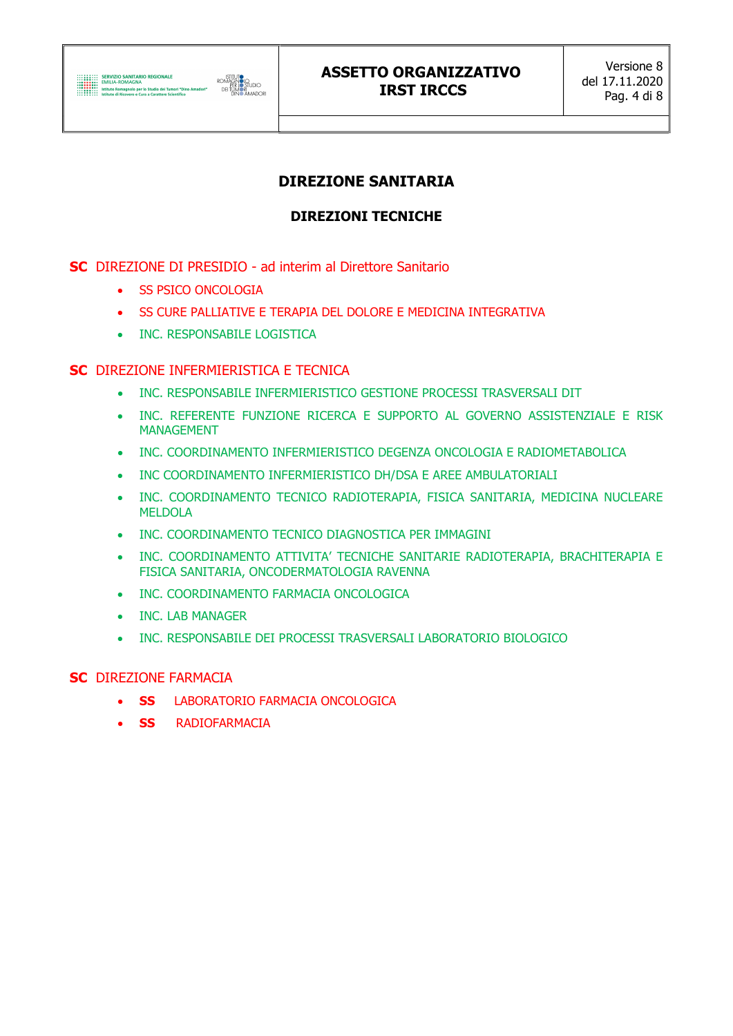# DIREZIONE SANITARIA

## DIREZIONI TECNICHE

**SC** DIREZIONE DI PRESIDIO - ad interim al Direttore Sanitario

- SS PSICO ONCOLOGIA
- SS CURE PALLIATIVE E TERAPIA DEL DOLORE E MEDICINA INTEGRATIVA
- INC. RESPONSABILE LOGISTICA

**SC** DIREZIONE INFERMIERISTICA E TECNICA

- INC. RESPONSABILE INFERMIERISTICO GESTIONE PROCESSI TRASVERSALI DIT
- INC. REFERENTE FUNZIONE RICERCA E SUPPORTO AL GOVERNO ASSISTENZIALE E RISK MANAGEMENT
- INC. COORDINAMENTO INFERMIERISTICO DEGENZA ONCOLOGIA E RADIOMETABOLICA
- INC COORDINAMENTO INFERMIERISTICO DH/DSA E AREE AMBULATORIALI
- INC. COORDINAMENTO TECNICO RADIOTERAPIA, FISICA SANITARIA, MEDICINA NUCLEARE MELDOLA
- INC. COORDINAMENTO TECNICO DIAGNOSTICA PER IMMAGINI
- INC. COORDINAMENTO ATTIVITA' TECNICHE SANITARIE RADIOTERAPIA, BRACHITERAPIA E FISICA SANITARIA, ONCODERMATOLOGIA RAVENNA
- INC. COORDINAMENTO FARMACIA ONCOLOGICA
- INC. LAB MANAGER
- INC. RESPONSABILE DEI PROCESSI TRASVERSALI LABORATORIO BIOLOGICO

**SC** DIREZIONE FARMACIA

- **SS** LABORATORIO FARMACIA ONCOLOGICA
- **SS** RADIOFARMACIA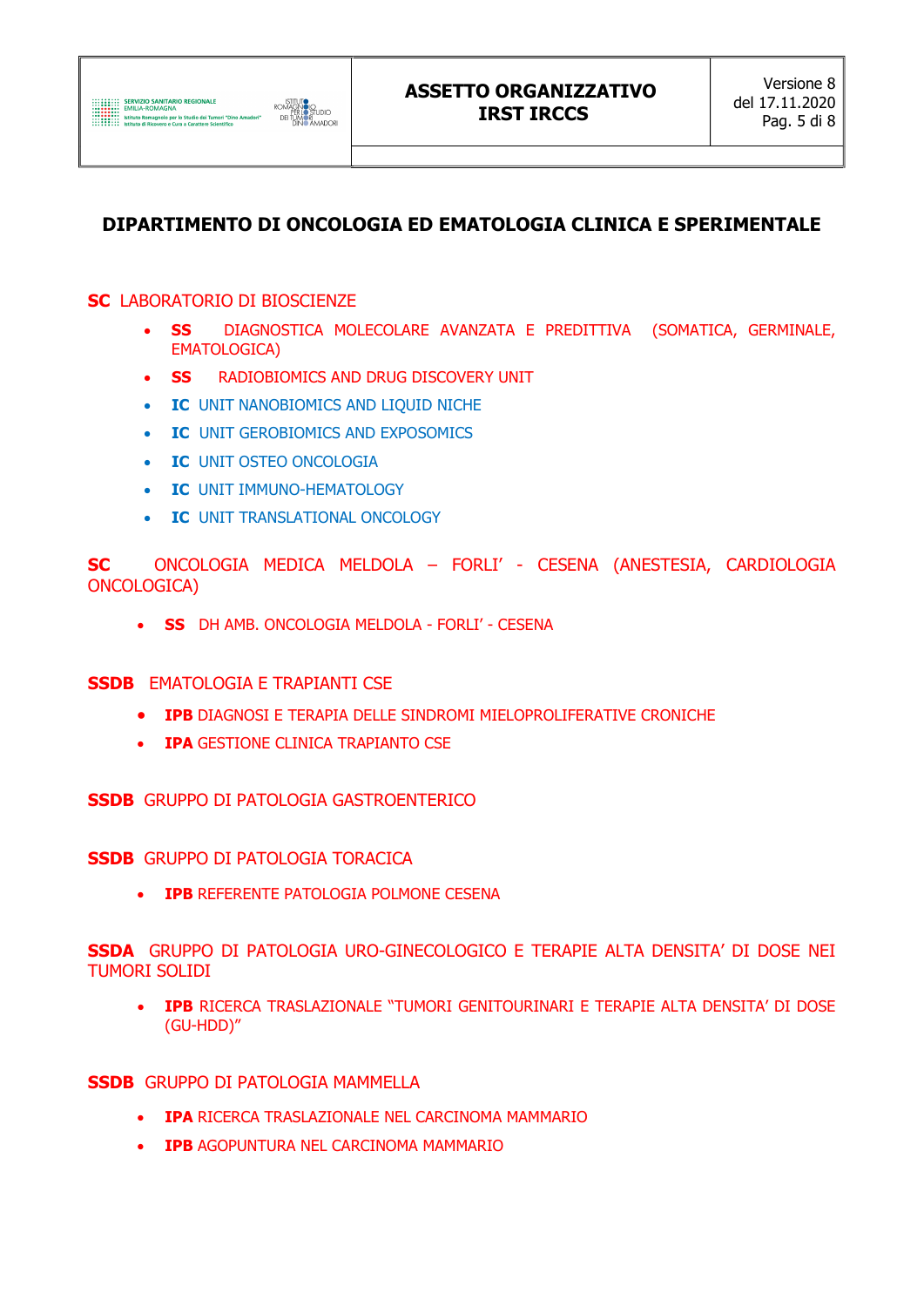# DIPARTIMENTO DI ONCOLOGIA ED EMATOLOGIA CLINICA E SPERIMENTALE

**SC** LABORATORIO DI BIOSCIENZE

- **SS** DIAGNOSTICA MOLECOLARE AVANZATA E PREDITTIVA (SOMATICA, GERMINALE, EMATOLOGICA)
- **SS** RADIOBIOMICS AND DRUG DISCOVERY UNIT
- **IC** UNIT NANOBIOMICS AND LIQUID NICHE
- **IC** UNIT GEROBIOMICS AND EXPOSOMICS
- **IC** UNIT OSTEO ONCOLOGIA
- **IC** UNIT IMMUNO-HEMATOLOGY
- **IC** UNIT TRANSLATIONAL ONCOLOGY

**SC** ONCOLOGIA MEDICA MELDOLA – FORLI' - CESENA (ANESTESIA, CARDIOLOGIA ONCOLOGICA)

- **SS** DH AMB. ONCOLOGIA MELDOLA - FORLI' - CESENA

**SSDB** EMATOLOGIA E TRAPIANTI CSE

- **IPB** DIAGNOSI E TERAPIA DELLE SINDROMI MIELOPROLIFERATIVE CRONICHE
- **IPA** GESTIONE CLINICA TRAPIANTO CSE

**SSDB** GRUPPO DI PATOLOGIA GASTROENTERICO

**SSDB** GRUPPO DI PATOLOGIA TORACICA

- **IPB** REFERENTE PATOLOGIA POLMONE CESENA

**SSDA** GRUPPO DI PATOLOGIA URO-GINECOLOGICO E TERAPIE ALTA DENSITA' DI DOSE NEI TUMORI SOLIDI

- **IPB** RICERCA TRASLAZIONALE "TUMORI GENITOURINARI E TERAPIE ALTA DENSITA' DI DOSE (GU-HDD)"

**SSDB** GRUPPO DI PATOLOGIA MAMMELLA

- **IPA** RICERCA TRASLAZIONALE NEL CARCINOMA MAMMARIO
- **IPB** AGOPUNTURA NEL CARCINOMA MAMMARIO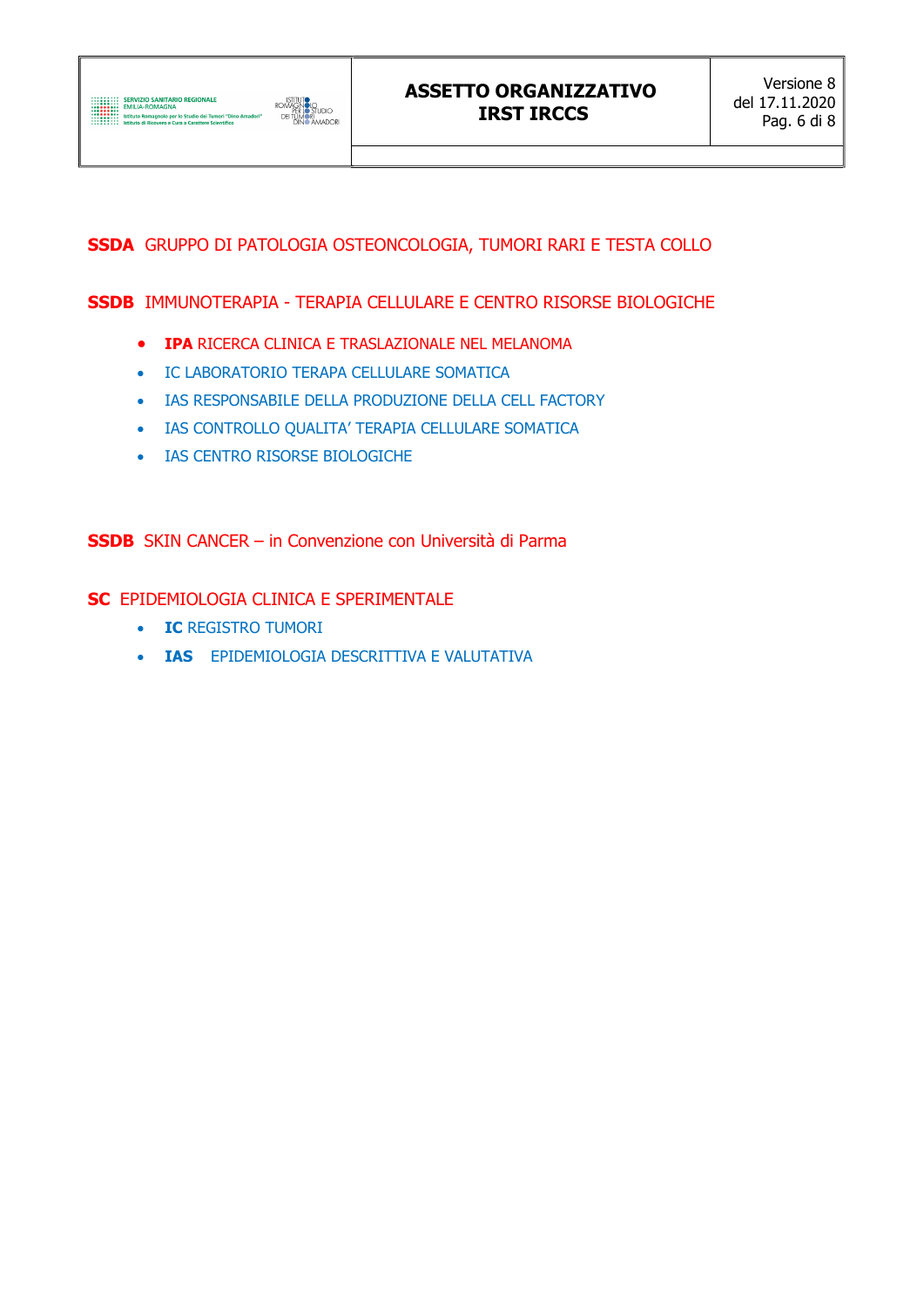**SSDA** GRUPPO DI PATOLOGIA OSTEONCOLOGIA, TUMORI RARI E TESTA COLLO

**SSDB** IMMUNOTERAPIA - TERAPIA CELLULARE E CENTRO RISORSE BIOLOGICHE

- **IPA** RICERCA CLINICA E TRASLAZIONALE NEL MELANOMA
- IC LABORATORIO TERAPA CELLULARE SOMATICA
- IAS RESPONSABILE DELLA PRODUZIONE DELLA CELL FACTORY
- IAS CONTROLLO QUALITA' TERAPIA CELLULARE SOMATICA
- IAS CENTRO RISORSE BIOLOGICHE

**SSDB** SKIN CANCER – in Convenzione con Università di Parma

**SC** EPIDEMIOLOGIA CLINICA E SPERIMENTALE

- **IC** REGISTRO TUMORI
- **IAS** EPIDEMIOLOGIA DESCRITTIVA E VALUTATIVA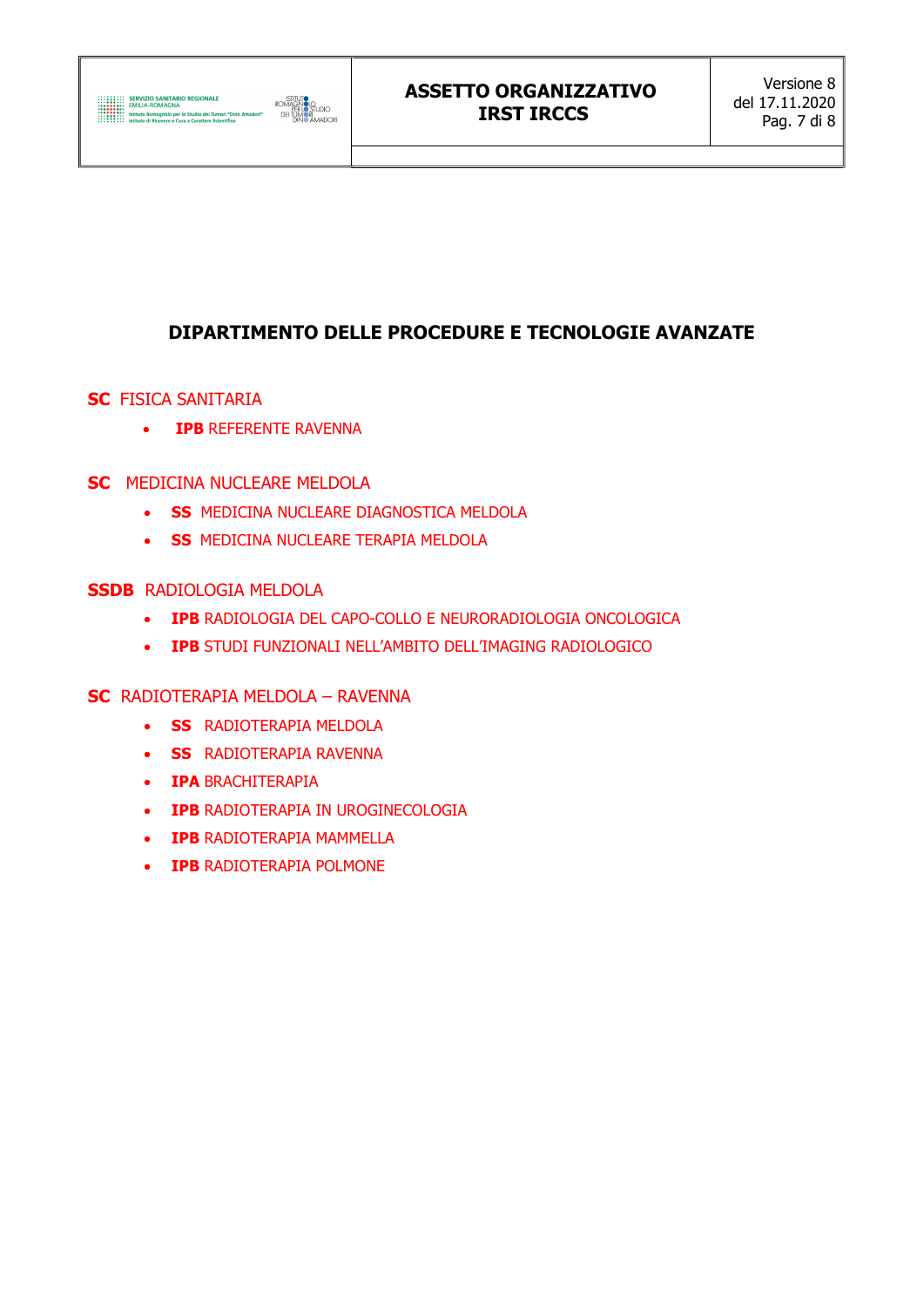## DIPARTIMENTO DELLE PROCEDURE E TECNOLOGIE AVANZATE

**SC** FISICA SANITARIA

- **IPB** REFERENTE RAVENNA

**SC** MEDICINA NUCLEARE MELDOLA

- **SS** MEDICINA NUCLEARE DIAGNOSTICA MELDOLA
- **SS** MEDICINA NUCLEARE TERAPIA MELDOLA

**SSDB** RADIOLOGIA MELDOLA

- **IPB** RADIOLOGIA DEL CAPO-COLLO E NEURORADIOLOGIA ONCOLOGICA
- **IPB** STUDI FUNZIONALI NELL'AMBITO DELL'IMAGING RADIOLOGICO

**SC** RADIOTERAPIA MELDOLA – RAVENNA

- **SS** RADIOTERAPIA MELDOLA
- **SS** RADIOTERAPIA RAVENNA
- **IPA** BRACHITERAPIA
- **IPB** RADIOTERAPIA IN UROGINECOLOGIA
- **IPB** RADIOTERAPIA MAMMELLA
- **IPB** RADIOTERAPIA POLMONE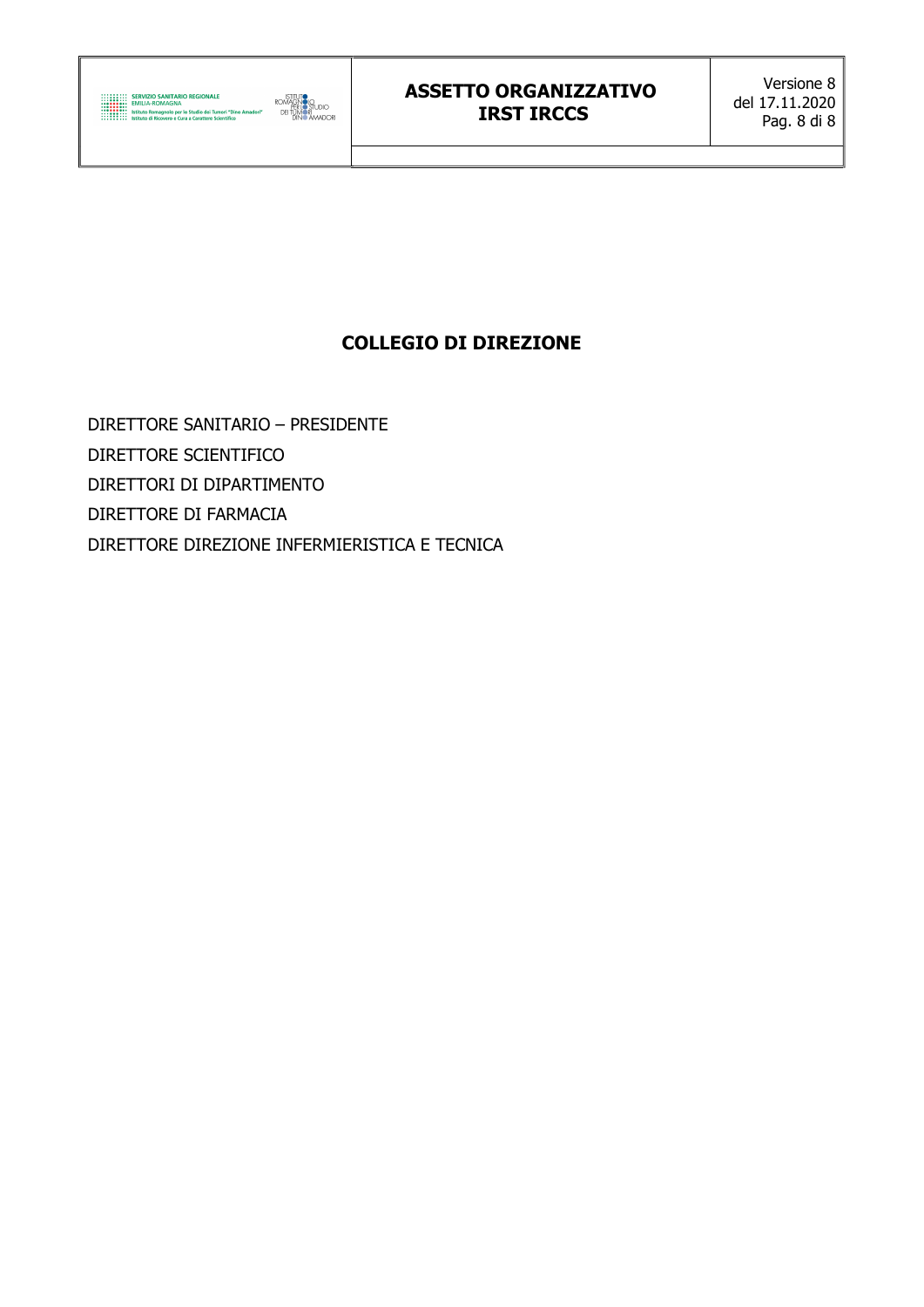## COLLEGIO DI DIREZIONE

DIRETTORE SANITARIO – PRESIDENTE

DIRETTORE SCIENTIFICO

DIRETTORI DI DIPARTIMENTO

DIRETTORE DI FARMACIA

DIRETTORE DIREZIONE INFERMIERISTICA E TECNICA